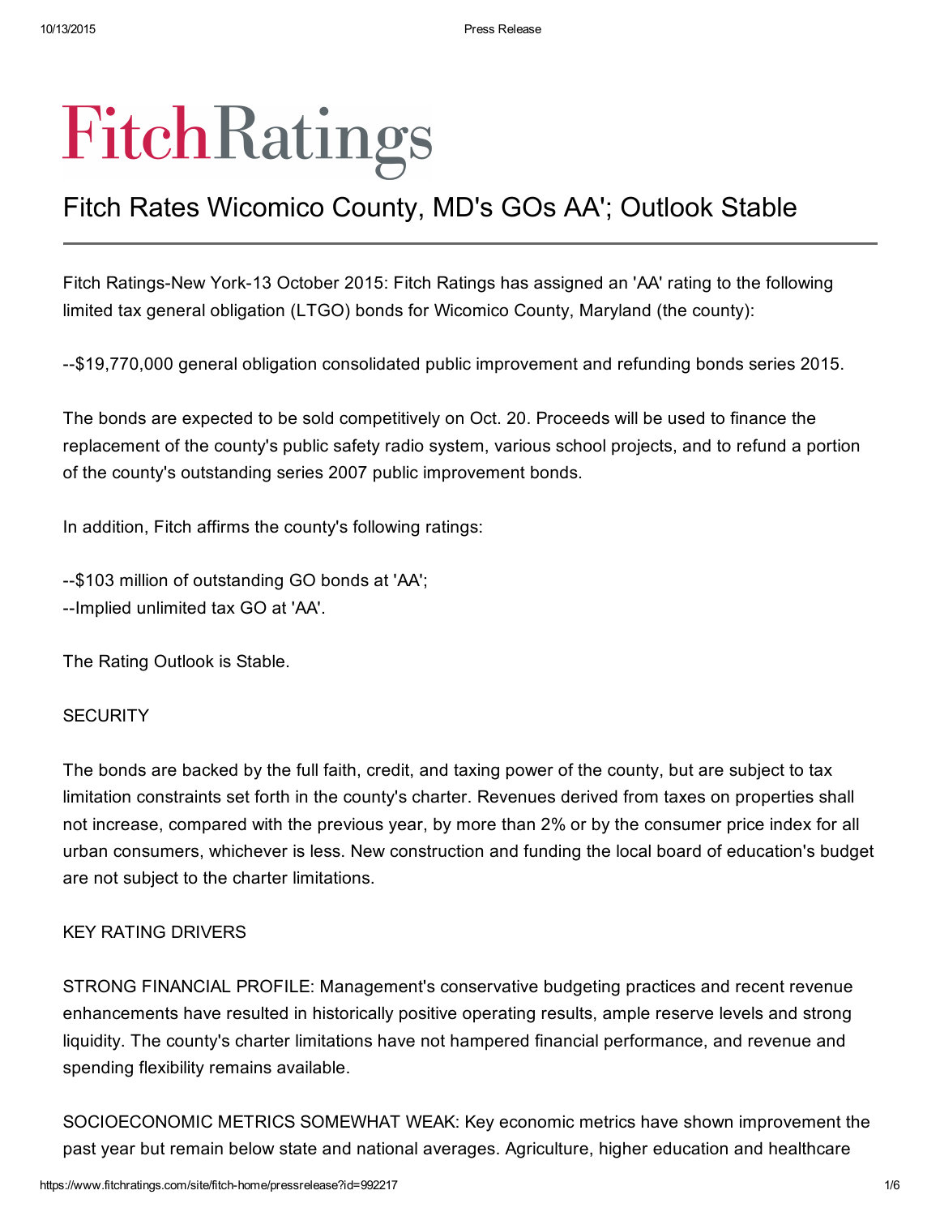# FitchRatings

## Fitch Rates Wicomico County, MD's GOs AA'; Outlook Stable

Fitch Ratings-New York-13 October 2015: Fitch Ratings has assigned an 'AA' rating to the following limited tax general obligation (LTGO) bonds for Wicomico County, Maryland (the county):

--$19,770,000 general obligation consolidated public improvement and refunding bonds series 2015.

The bonds are expected to be sold competitively on Oct. 20. Proceeds will be used to finance the replacement of the county's public safety radio system, various school projects, and to refund a portion of the county's outstanding series 2007 public improvement bonds.

In addition, Fitch affirms the county's following ratings:

--$103 million of outstanding GO bonds at 'AA';
--Implied unlimited tax GO at 'AA'.

The Rating Outlook is Stable.

SECURITY

The bonds are backed by the full faith, credit, and taxing power of the county, but are subject to tax limitation constraints set forth in the county's charter. Revenues derived from taxes on properties shall not increase, compared with the previous year, by more than 2% or by the consumer price index for all urban consumers, whichever is less. New construction and funding the local board of education's budget are not subject to the charter limitations.

KEY RATING DRIVERS

STRONG FINANCIAL PROFILE: Management's conservative budgeting practices and recent revenue enhancements have resulted in historically positive operating results, ample reserve levels and strong liquidity. The county's charter limitations have not hampered financial performance, and revenue and spending flexibility remains available.

SOCIOECONOMIC METRICS SOMEWHAT WEAK: Key economic metrics have shown improvement the past year but remain below state and national averages. Agriculture, higher education and healthcare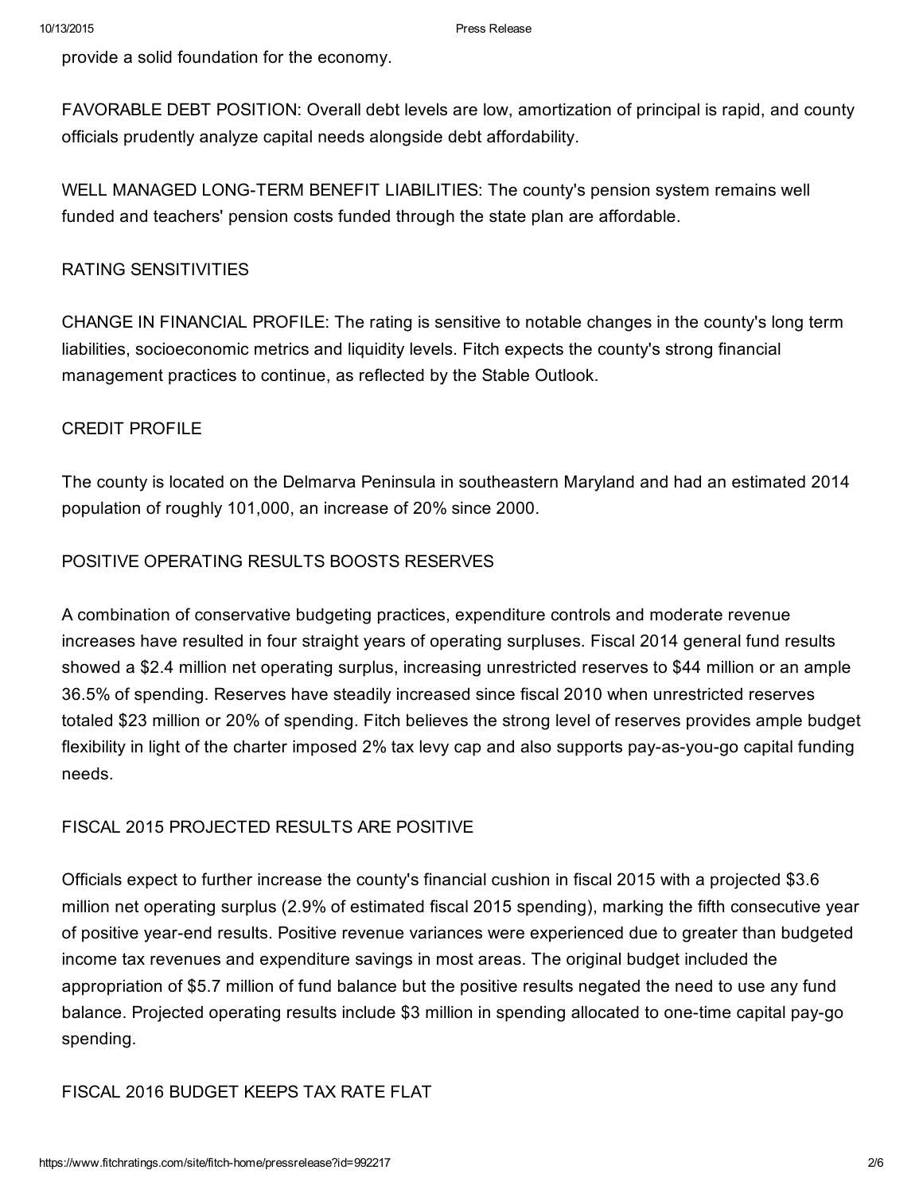provide a solid foundation for the economy.

FAVORABLE DEBT POSITION: Overall debt levels are low, amortization of principal is rapid, and county officials prudently analyze capital needs alongside debt affordability.

WELL MANAGED LONG-TERM BENEFIT LIABILITIES: The county's pension system remains well funded and teachers' pension costs funded through the state plan are affordable.

## RATING SENSITIVITIES

CHANGE IN FINANCIAL PROFILE: The rating is sensitive to notable changes in the county's long term liabilities, socioeconomic metrics and liquidity levels. Fitch expects the county's strong financial management practices to continue, as reflected by the Stable Outlook.

## CREDIT PROFILE

The county is located on the Delmarva Peninsula in southeastern Maryland and had an estimated 2014 population of roughly 101,000, an increase of 20% since 2000.

## POSITIVE OPERATING RESULTS BOOSTS RESERVES

A combination of conservative budgeting practices, expenditure controls and moderate revenue increases have resulted in four straight years of operating surpluses. Fiscal 2014 general fund results showed a $2.4 million net operating surplus, increasing unrestricted reserves to $44 million or an ample 36.5% of spending. Reserves have steadily increased since fiscal 2010 when unrestricted reserves totaled $23 million or 20% of spending. Fitch believes the strong level of reserves provides ample budget flexibility in light of the charter imposed 2% tax levy cap and also supports pay-as-you-go capital funding needs.

## FISCAL 2015 PROJECTED RESULTS ARE POSITIVE

Officials expect to further increase the county's financial cushion in fiscal 2015 with a projected $3.6 million net operating surplus (2.9% of estimated fiscal 2015 spending), marking the fifth consecutive year of positive year-end results. Positive revenue variances were experienced due to greater than budgeted income tax revenues and expenditure savings in most areas. The original budget included the appropriation of $5.7 million of fund balance but the positive results negated the need to use any fund balance. Projected operating results include $3 million in spending allocated to one-time capital pay-go spending.

## FISCAL 2016 BUDGET KEEPS TAX RATE FLAT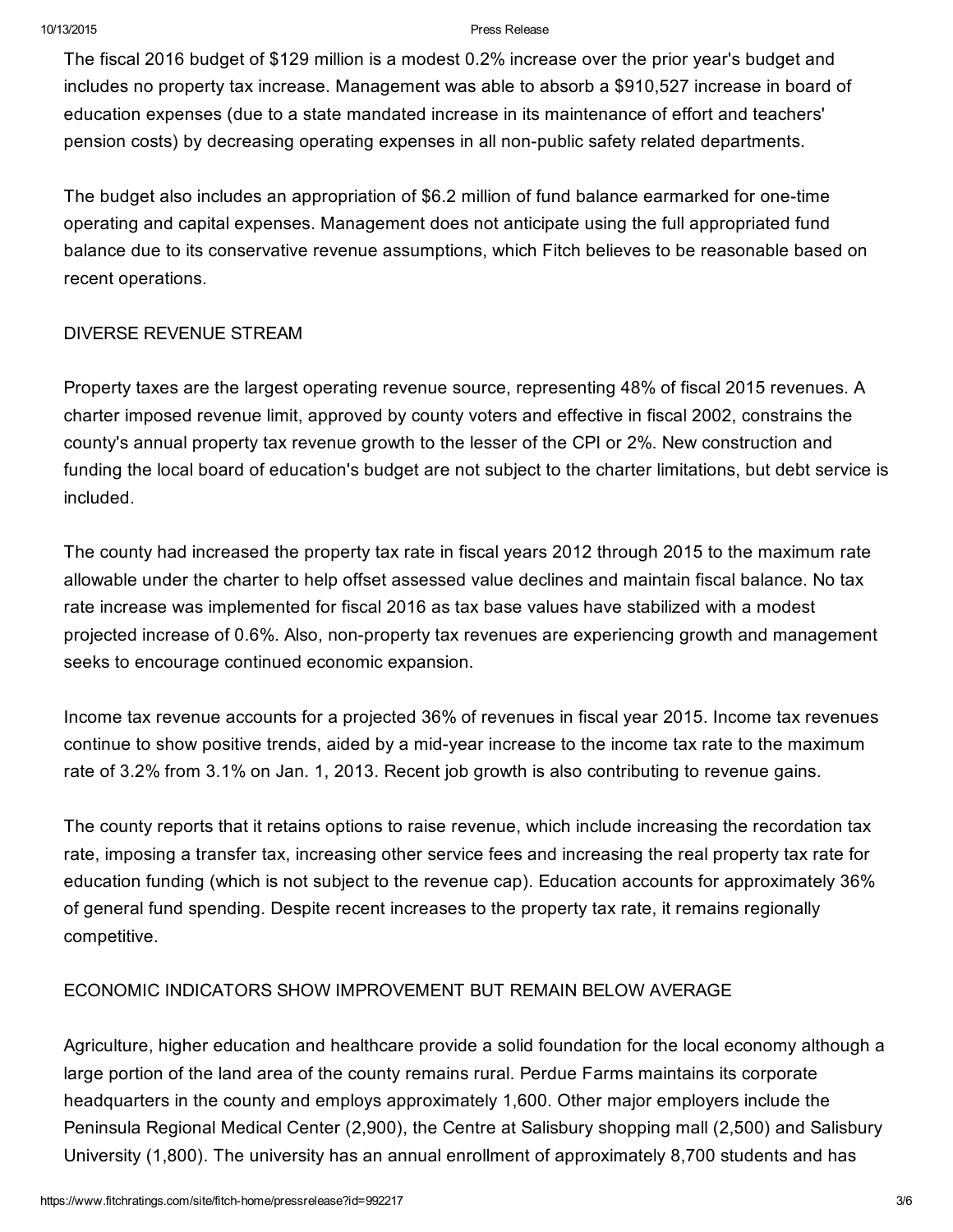The fiscal 2016 budget of $129 million is a modest 0.2% increase over the prior year's budget and includes no property tax increase. Management was able to absorb a $910,527 increase in board of education expenses (due to a state mandated increase in its maintenance of effort and teachers' pension costs) by decreasing operating expenses in all non-public safety related departments.

The budget also includes an appropriation of $6.2 million of fund balance earmarked for one-time operating and capital expenses. Management does not anticipate using the full appropriated fund balance due to its conservative revenue assumptions, which Fitch believes to be reasonable based on recent operations.

## DIVERSE REVENUE STREAM

Property taxes are the largest operating revenue source, representing 48% of fiscal 2015 revenues. A charter imposed revenue limit, approved by county voters and effective in fiscal 2002, constrains the county's annual property tax revenue growth to the lesser of the CPI or 2%. New construction and funding the local board of education's budget are not subject to the charter limitations, but debt service is included.

The county had increased the property tax rate in fiscal years 2012 through 2015 to the maximum rate allowable under the charter to help offset assessed value declines and maintain fiscal balance. No tax rate increase was implemented for fiscal 2016 as tax base values have stabilized with a modest projected increase of 0.6%. Also, non-property tax revenues are experiencing growth and management seeks to encourage continued economic expansion.

Income tax revenue accounts for a projected 36% of revenues in fiscal year 2015. Income tax revenues continue to show positive trends, aided by a mid-year increase to the income tax rate to the maximum rate of 3.2% from 3.1% on Jan. 1, 2013. Recent job growth is also contributing to revenue gains.

The county reports that it retains options to raise revenue, which include increasing the recordation tax rate, imposing a transfer tax, increasing other service fees and increasing the real property tax rate for education funding (which is not subject to the revenue cap). Education accounts for approximately 36% of general fund spending. Despite recent increases to the property tax rate, it remains regionally competitive.

## ECONOMIC INDICATORS SHOW IMPROVEMENT BUT REMAIN BELOW AVERAGE

Agriculture, higher education and healthcare provide a solid foundation for the local economy although a large portion of the land area of the county remains rural. Perdue Farms maintains its corporate headquarters in the county and employs approximately 1,600. Other major employers include the Peninsula Regional Medical Center (2,900), the Centre at Salisbury shopping mall (2,500) and Salisbury University (1,800). The university has an annual enrollment of approximately 8,700 students and has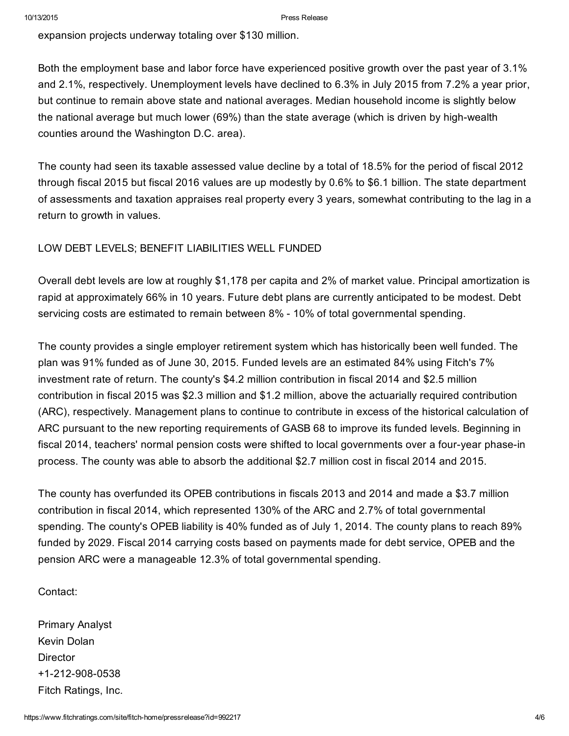expansion projects underway totaling over $130 million.

Both the employment base and labor force have experienced positive growth over the past year of 3.1% and 2.1%, respectively. Unemployment levels have declined to 6.3% in July 2015 from 7.2% a year prior, but continue to remain above state and national averages. Median household income is slightly below the national average but much lower (69%) than the state average (which is driven by high-wealth counties around the Washington D.C. area).

The county had seen its taxable assessed value decline by a total of 18.5% for the period of fiscal 2012 through fiscal 2015 but fiscal 2016 values are up modestly by 0.6% to $6.1 billion. The state department of assessments and taxation appraises real property every 3 years, somewhat contributing to the lag in a return to growth in values.

LOW DEBT LEVELS; BENEFIT LIABILITIES WELL FUNDED

Overall debt levels are low at roughly $1,178 per capita and 2% of market value. Principal amortization is rapid at approximately 66% in 10 years. Future debt plans are currently anticipated to be modest. Debt servicing costs are estimated to remain between 8% - 10% of total governmental spending.

The county provides a single employer retirement system which has historically been well funded. The plan was 91% funded as of June 30, 2015. Funded levels are an estimated 84% using Fitch's 7% investment rate of return. The county's $4.2 million contribution in fiscal 2014 and $2.5 million contribution in fiscal 2015 was $2.3 million and $1.2 million, above the actuarially required contribution (ARC), respectively. Management plans to continue to contribute in excess of the historical calculation of ARC pursuant to the new reporting requirements of GASB 68 to improve its funded levels. Beginning in fiscal 2014, teachers' normal pension costs were shifted to local governments over a four-year phase-in process. The county was able to absorb the additional $2.7 million cost in fiscal 2014 and 2015.

The county has overfunded its OPEB contributions in fiscals 2013 and 2014 and made a $3.7 million contribution in fiscal 2014, which represented 130% of the ARC and 2.7% of total governmental spending. The county's OPEB liability is 40% funded as of July 1, 2014. The county plans to reach 89% funded by 2029. Fiscal 2014 carrying costs based on payments made for debt service, OPEB and the pension ARC were a manageable 12.3% of total governmental spending.

Contact:

Primary Analyst
Kevin Dolan
Director
+1-212-908-0538
Fitch Ratings, Inc.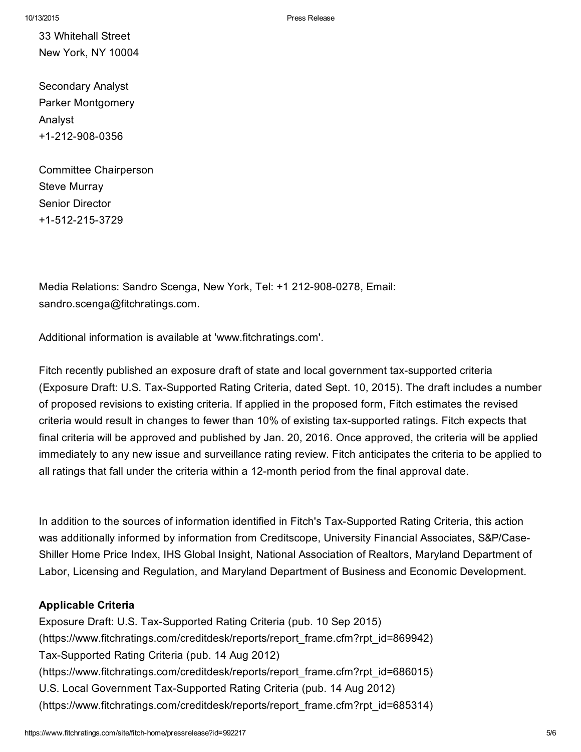33 Whitehall Street
New York, NY 10004

Secondary Analyst
Parker Montgomery
Analyst
+1-212-908-0356

Committee Chairperson
Steve Murray
Senior Director
+1-512-215-3729

Media Relations: Sandro Scenga, New York, Tel: +1 212-908-0278, Email: sandro.scenga@fitchratings.com.

Additional information is available at 'www.fitchratings.com'.

Fitch recently published an exposure draft of state and local government tax-supported criteria (Exposure Draft: U.S. Tax-Supported Rating Criteria, dated Sept. 10, 2015). The draft includes a number of proposed revisions to existing criteria. If applied in the proposed form, Fitch estimates the revised criteria would result in changes to fewer than 10% of existing tax-supported ratings. Fitch expects that final criteria will be approved and published by Jan. 20, 2016. Once approved, the criteria will be applied immediately to any new issue and surveillance rating review. Fitch anticipates the criteria to be applied to all ratings that fall under the criteria within a 12-month period from the final approval date.

In addition to the sources of information identified in Fitch's Tax-Supported Rating Criteria, this action was additionally informed by information from Creditscope, University Financial Associates, S&P/Case-Shiller Home Price Index, IHS Global Insight, National Association of Realtors, Maryland Department of Labor, Licensing and Regulation, and Maryland Department of Business and Economic Development.

**Applicable Criteria**
Exposure Draft: U.S. Tax-Supported Rating Criteria (pub. 10 Sep 2015)
(https://www.fitchratings.com/creditdesk/reports/report_frame.cfm?rpt_id=869942)
Tax-Supported Rating Criteria (pub. 14 Aug 2012)
(https://www.fitchratings.com/creditdesk/reports/report_frame.cfm?rpt_id=686015)
U.S. Local Government Tax-Supported Rating Criteria (pub. 14 Aug 2012)
(https://www.fitchratings.com/creditdesk/reports/report_frame.cfm?rpt_id=685314)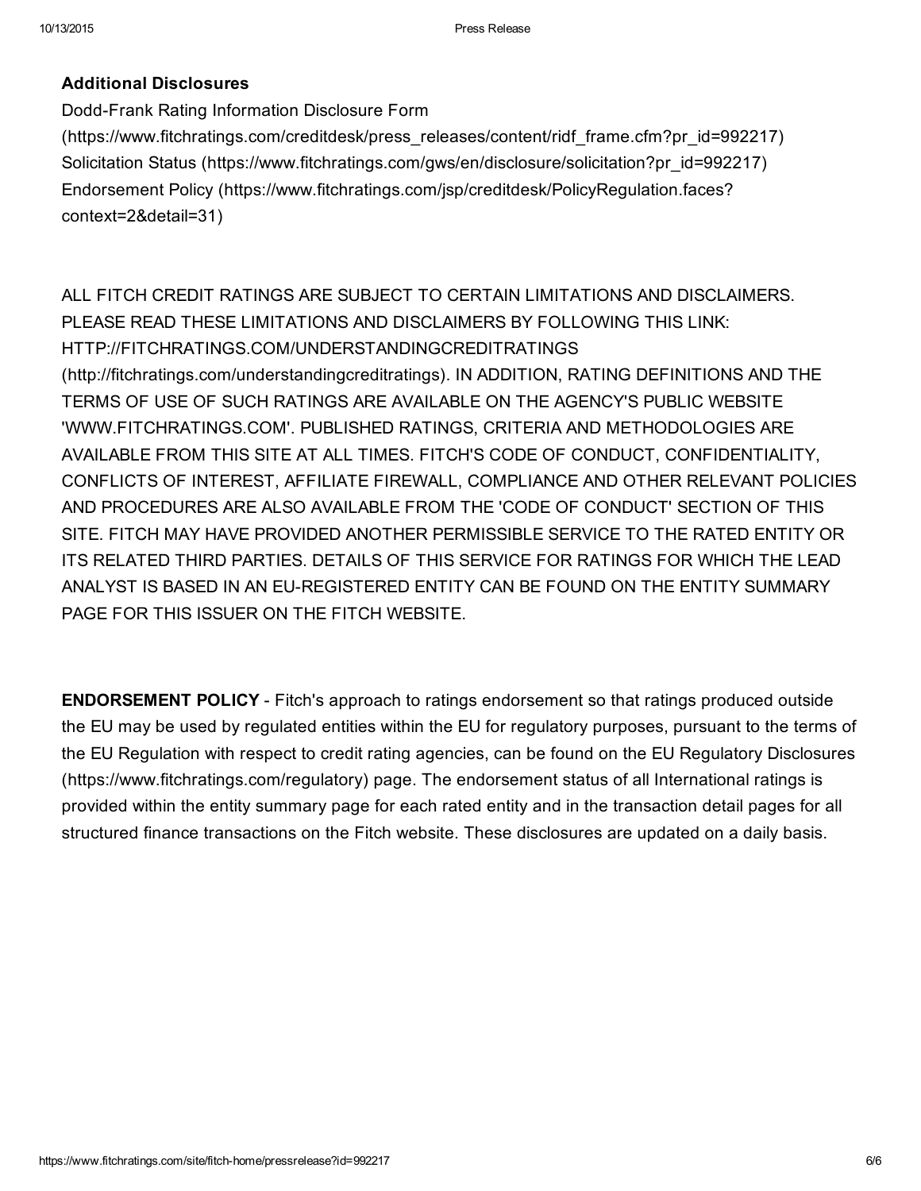### Additional Disclosures

Dodd-Frank Rating Information Disclosure Form (https://www.fitchratings.com/creditdesk/press_releases/content/ridf_frame.cfm?pr_id=992217)
Solicitation Status (https://www.fitchratings.com/gws/en/disclosure/solicitation?pr_id=992217)
Endorsement Policy (https://www.fitchratings.com/jsp/creditdesk/PolicyRegulation.faces?context=2&detail=31)

ALL FITCH CREDIT RATINGS ARE SUBJECT TO CERTAIN LIMITATIONS AND DISCLAIMERS. PLEASE READ THESE LIMITATIONS AND DISCLAIMERS BY FOLLOWING THIS LINK: HTTP://FITCHRATINGS.COM/UNDERSTANDINGCREDITRATINGS (http://fitchratings.com/understandingcreditratings). IN ADDITION, RATING DEFINITIONS AND THE TERMS OF USE OF SUCH RATINGS ARE AVAILABLE ON THE AGENCY'S PUBLIC WEBSITE 'WWW.FITCHRATINGS.COM'. PUBLISHED RATINGS, CRITERIA AND METHODOLOGIES ARE AVAILABLE FROM THIS SITE AT ALL TIMES. FITCH'S CODE OF CONDUCT, CONFIDENTIALITY, CONFLICTS OF INTEREST, AFFILIATE FIREWALL, COMPLIANCE AND OTHER RELEVANT POLICIES AND PROCEDURES ARE ALSO AVAILABLE FROM THE 'CODE OF CONDUCT' SECTION OF THIS SITE. FITCH MAY HAVE PROVIDED ANOTHER PERMISSIBLE SERVICE TO THE RATED ENTITY OR ITS RELATED THIRD PARTIES. DETAILS OF THIS SERVICE FOR RATINGS FOR WHICH THE LEAD ANALYST IS BASED IN AN EU-REGISTERED ENTITY CAN BE FOUND ON THE ENTITY SUMMARY PAGE FOR THIS ISSUER ON THE FITCH WEBSITE.

**ENDORSEMENT POLICY** - Fitch's approach to ratings endorsement so that ratings produced outside the EU may be used by regulated entities within the EU for regulatory purposes, pursuant to the terms of the EU Regulation with respect to credit rating agencies, can be found on the EU Regulatory Disclosures (https://www.fitchratings.com/regulatory) page. The endorsement status of all International ratings is provided within the entity summary page for each rated entity and in the transaction detail pages for all structured finance transactions on the Fitch website. These disclosures are updated on a daily basis.